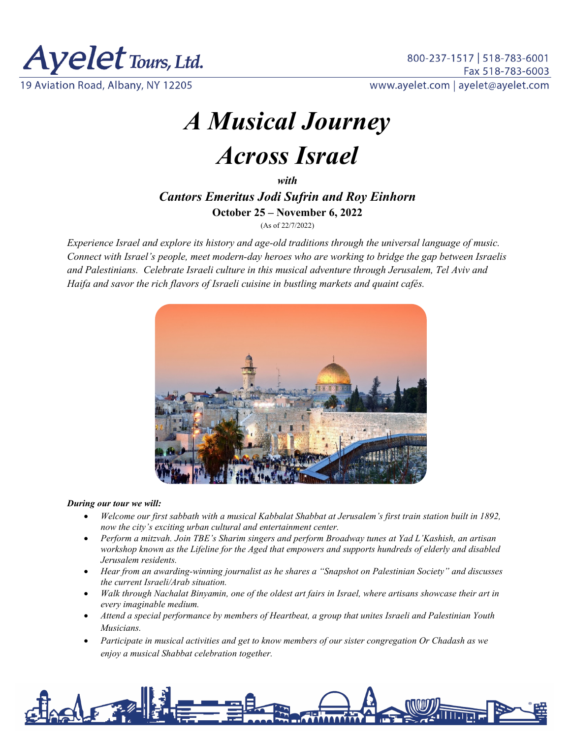Ayelet Tours, Ltd.
19 Aviation Road, Albany, NY 12205

800-237-1517 | 518-783-6001
Fax 518-783-6003
www.ayelet.com | ayelet@ayelet.com

# *A Musical Journey Across Israel*

***with***

***Cantors Emeritus Jodi Sufrin and Roy Einhorn***

**October 25 – November 6, 2022**

(As of 22/7/2022)

*Experience Israel and explore its history and age-old traditions through the universal language of music. Connect with Israel's people, meet modern-day heroes who are working to bridge the gap between Israelis and Palestinians. Celebrate Israeli culture in this musical adventure through Jerusalem, Tel Aviv and Haifa and savor the rich flavors of Israeli cuisine in bustling markets and quaint cafés.*

***During our tour we will:***

- *Welcome our first sabbath with a musical Kabbalat Shabbat at Jerusalem's first train station built in 1892, now the city's exciting urban cultural and entertainment center.*
- *Perform a mitzvah. Join TBE's Sharim singers and perform Broadway tunes at Yad L'Kashish, an artisan workshop known as the Lifeline for the Aged that empowers and supports hundreds of elderly and disabled Jerusalem residents.*
- *Hear from an awarding-winning journalist as he shares a "Snapshot on Palestinian Society" and discusses the current Israeli/Arab situation.*
- *Walk through Nachalat Binyamin, one of the oldest art fairs in Israel, where artisans showcase their art in every imaginable medium.*
- *Attend a special performance by members of Heartbeat, a group that unites Israeli and Palestinian Youth Musicians.*
- *Participate in musical activities and get to know members of our sister congregation Or Chadash as we enjoy a musical Shabbat celebration together.*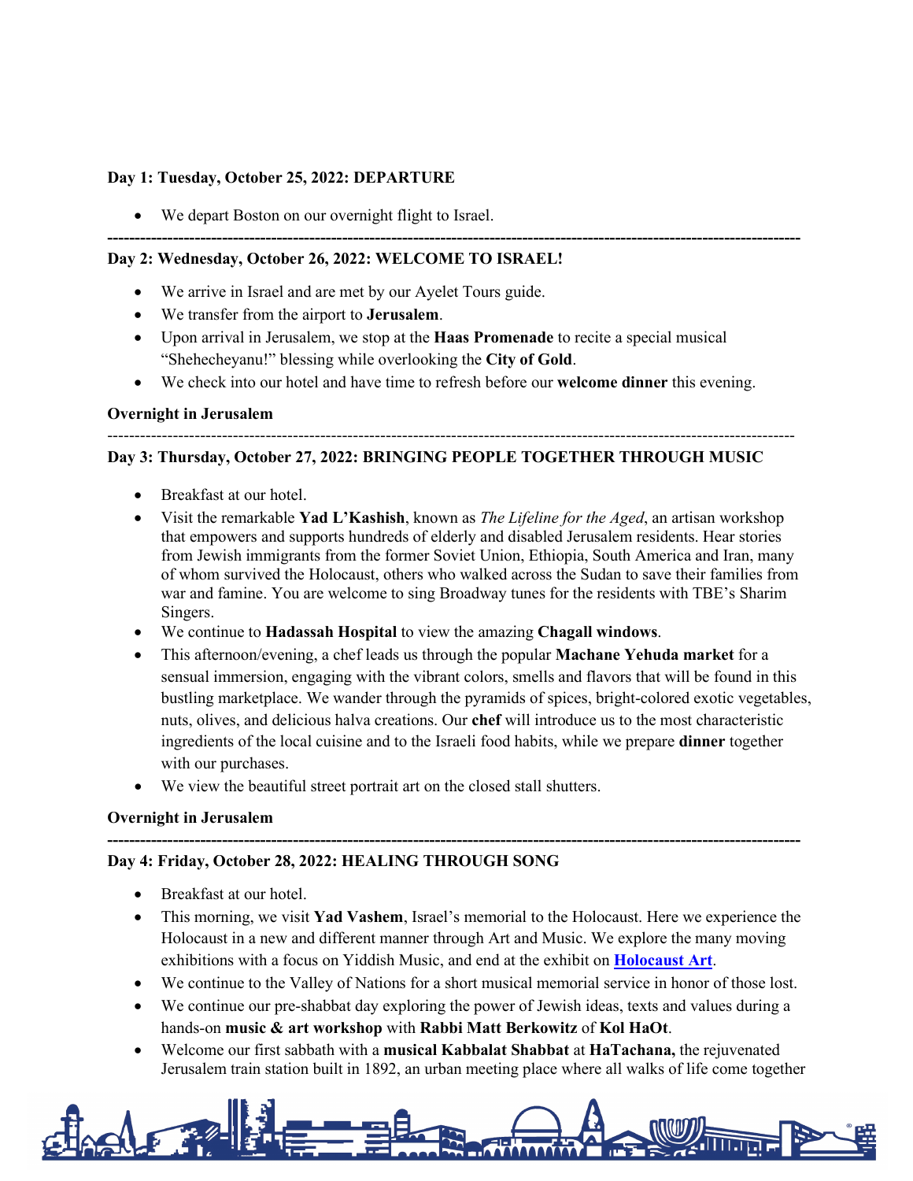**Day 1: Tuesday, October 25, 2022: DEPARTURE**

- We depart Boston on our overnight flight to Israel.

---

**Day 2: Wednesday, October 26, 2022: WELCOME TO ISRAEL!**

- We arrive in Israel and are met by our Ayelet Tours guide.
- We transfer from the airport to **Jerusalem**.
- Upon arrival in Jerusalem, we stop at the **Haas Promenade** to recite a special musical "Shehecheyanu!" blessing while overlooking the **City of Gold**.
- We check into our hotel and have time to refresh before our **welcome dinner** this evening.

**Overnight in Jerusalem**

---

**Day 3: Thursday, October 27, 2022: BRINGING PEOPLE TOGETHER THROUGH MUSIC**

- Breakfast at our hotel.
- Visit the remarkable **Yad L'Kashish**, known as *The Lifeline for the Aged*, an artisan workshop that empowers and supports hundreds of elderly and disabled Jerusalem residents. Hear stories from Jewish immigrants from the former Soviet Union, Ethiopia, South America and Iran, many of whom survived the Holocaust, others who walked across the Sudan to save their families from war and famine. You are welcome to sing Broadway tunes for the residents with TBE's Sharim Singers.
- We continue to **Hadassah Hospital** to view the amazing **Chagall windows**.
- This afternoon/evening, a chef leads us through the popular **Machane Yehuda market** for a sensual immersion, engaging with the vibrant colors, smells and flavors that will be found in this bustling marketplace. We wander through the pyramids of spices, bright-colored exotic vegetables, nuts, olives, and delicious halva creations. Our **chef** will introduce us to the most characteristic ingredients of the local cuisine and to the Israeli food habits, while we prepare **dinner** together with our purchases.
- We view the beautiful street portrait art on the closed stall shutters.

**Overnight in Jerusalem**

---

**Day 4: Friday, October 28, 2022: HEALING THROUGH SONG**

- Breakfast at our hotel.
- This morning, we visit **Yad Vashem**, Israel's memorial to the Holocaust. Here we experience the Holocaust in a new and different manner through Art and Music. We explore the many moving exhibitions with a focus on Yiddish Music, and end at the exhibit on **Holocaust Art**.
- We continue to the Valley of Nations for a short musical memorial service in honor of those lost.
- We continue our pre-shabbat day exploring the power of Jewish ideas, texts and values during a hands-on **music & art workshop** with **Rabbi Matt Berkowitz** of **Kol HaOt**.
- Welcome our first sabbath with a **musical Kabbalat Shabbat** at **HaTachana,** the rejuvenated Jerusalem train station built in 1892, an urban meeting place where all walks of life come together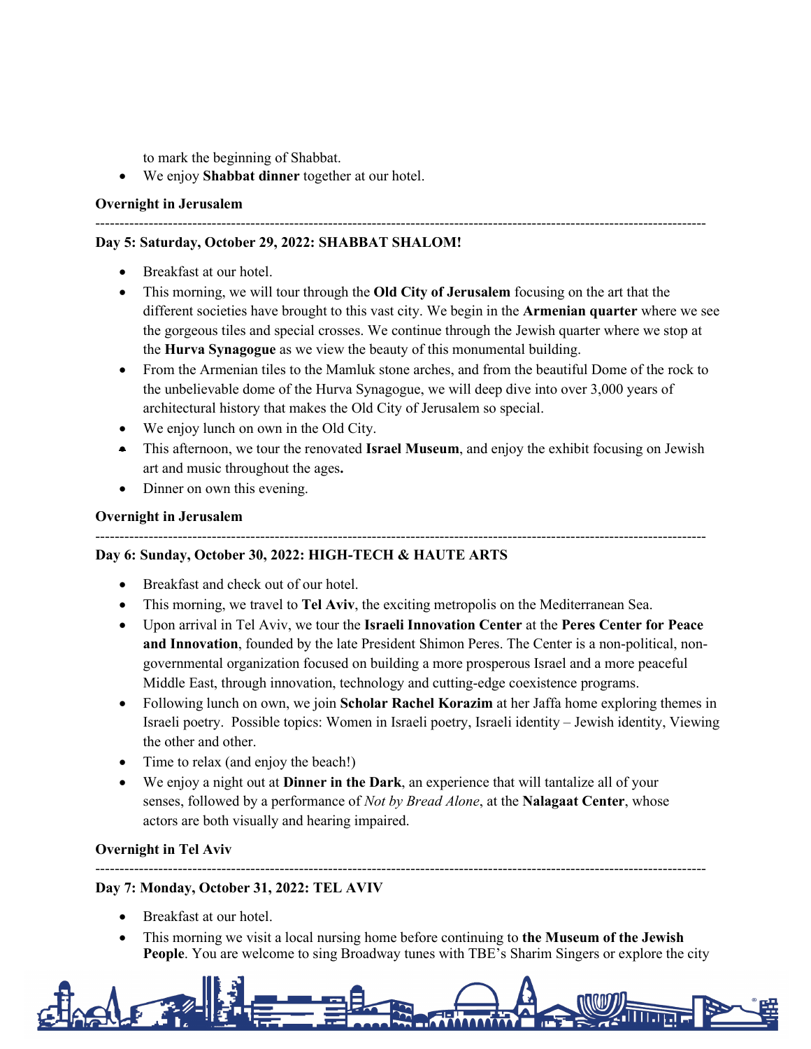to mark the beginning of Shabbat.

- We enjoy **Shabbat dinner** together at our hotel.

**Overnight in Jerusalem**

---

**Day 5: Saturday, October 29, 2022: SHABBAT SHALOM!**

- Breakfast at our hotel.
- This morning, we will tour through the **Old City of Jerusalem** focusing on the art that the different societies have brought to this vast city. We begin in the **Armenian quarter** where we see the gorgeous tiles and special crosses. We continue through the Jewish quarter where we stop at the **Hurva Synagogue** as we view the beauty of this monumental building.
- From the Armenian tiles to the Mamluk stone arches, and from the beautiful Dome of the rock to the unbelievable dome of the Hurva Synagogue, we will deep dive into over 3,000 years of architectural history that makes the Old City of Jerusalem so special.
- We enjoy lunch on own in the Old City.
- This afternoon, we tour the renovated **Israel Museum**, and enjoy the exhibit focusing on Jewish art and music throughout the ages**.**
- Dinner on own this evening.

**Overnight in Jerusalem**

---

**Day 6: Sunday, October 30, 2022: HIGH-TECH & HAUTE ARTS**

- Breakfast and check out of our hotel.
- This morning, we travel to **Tel Aviv**, the exciting metropolis on the Mediterranean Sea.
- Upon arrival in Tel Aviv, we tour the **Israeli Innovation Center** at the **Peres Center for Peace and Innovation**, founded by the late President Shimon Peres. The Center is a non-political, non-governmental organization focused on building a more prosperous Israel and a more peaceful Middle East, through innovation, technology and cutting-edge coexistence programs.
- Following lunch on own, we join **Scholar Rachel Korazim** at her Jaffa home exploring themes in Israeli poetry. Possible topics: Women in Israeli poetry, Israeli identity – Jewish identity, Viewing the other and other.
- Time to relax (and enjoy the beach!)
- We enjoy a night out at **Dinner in the Dark**, an experience that will tantalize all of your senses, followed by a performance of *Not by Bread Alone*, at the **Nalagaat Center**, whose actors are both visually and hearing impaired.

**Overnight in Tel Aviv**

---

**Day 7: Monday, October 31, 2022: TEL AVIV**

- Breakfast at our hotel.
- This morning we visit a local nursing home before continuing to **the Museum of the Jewish People**. You are welcome to sing Broadway tunes with TBE's Sharim Singers or explore the city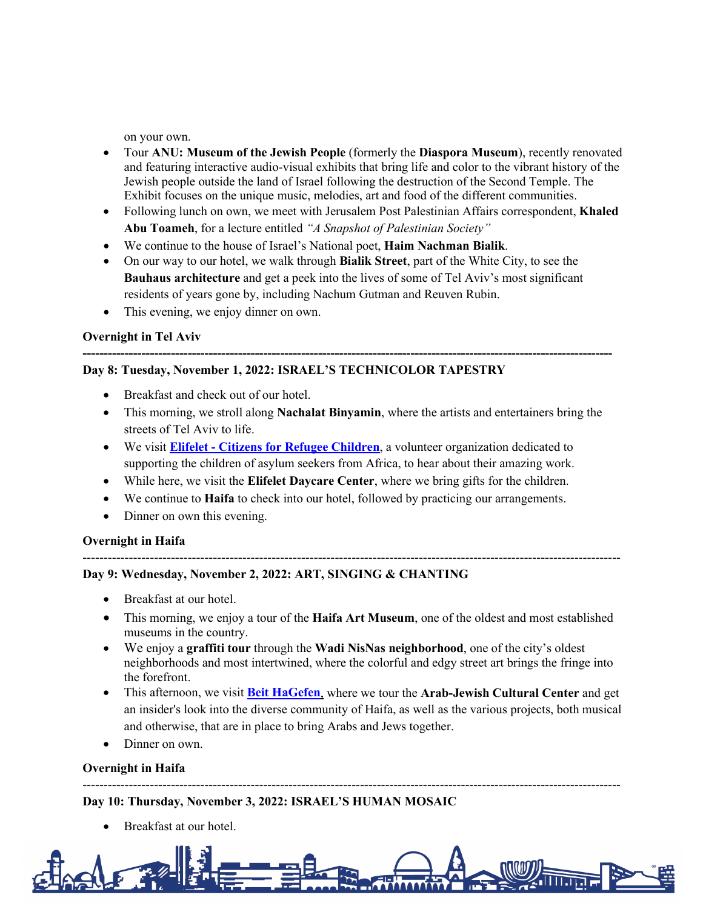on your own.

- Tour **ANU: Museum of the Jewish People** (formerly the **Diaspora Museum**), recently renovated and featuring interactive audio-visual exhibits that bring life and color to the vibrant history of the Jewish people outside the land of Israel following the destruction of the Second Temple. The Exhibit focuses on the unique music, melodies, art and food of the different communities.
- Following lunch on own, we meet with Jerusalem Post Palestinian Affairs correspondent, **Khaled Abu Toameh**, for a lecture entitled *"A Snapshot of Palestinian Society"*
- We continue to the house of Israel's National poet, **Haim Nachman Bialik**.
- On our way to our hotel, we walk through **Bialik Street**, part of the White City, to see the **Bauhaus architecture** and get a peek into the lives of some of Tel Aviv's most significant residents of years gone by, including Nachum Gutman and Reuven Rubin.
- This evening, we enjoy dinner on own.

**Overnight in Tel Aviv**

---

**Day 8: Tuesday, November 1, 2022: ISRAEL'S TECHNICOLOR TAPESTRY**

- Breakfast and check out of our hotel.
- This morning, we stroll along **Nachalat Binyamin**, where the artists and entertainers bring the streets of Tel Aviv to life.
- We visit **Elifelet - Citizens for Refugee Children**, a volunteer organization dedicated to supporting the children of asylum seekers from Africa, to hear about their amazing work.
- While here, we visit the **Elifelet Daycare Center**, where we bring gifts for the children.
- We continue to **Haifa** to check into our hotel, followed by practicing our arrangements.
- Dinner on own this evening.

**Overnight in Haifa**

---

**Day 9: Wednesday, November 2, 2022: ART, SINGING & CHANTING**

- Breakfast at our hotel.
- This morning, we enjoy a tour of the **Haifa Art Museum**, one of the oldest and most established museums in the country.
- We enjoy a **graffiti tour** through the **Wadi NisNas neighborhood**, one of the city's oldest neighborhoods and most intertwined, where the colorful and edgy street art brings the fringe into the forefront.
- This afternoon, we visit **Beit HaGefen**, where we tour the **Arab-Jewish Cultural Center** and get an insider's look into the diverse community of Haifa, as well as the various projects, both musical and otherwise, that are in place to bring Arabs and Jews together.
- Dinner on own.

**Overnight in Haifa**

---

**Day 10: Thursday, November 3, 2022: ISRAEL'S HUMAN MOSAIC**

- Breakfast at our hotel.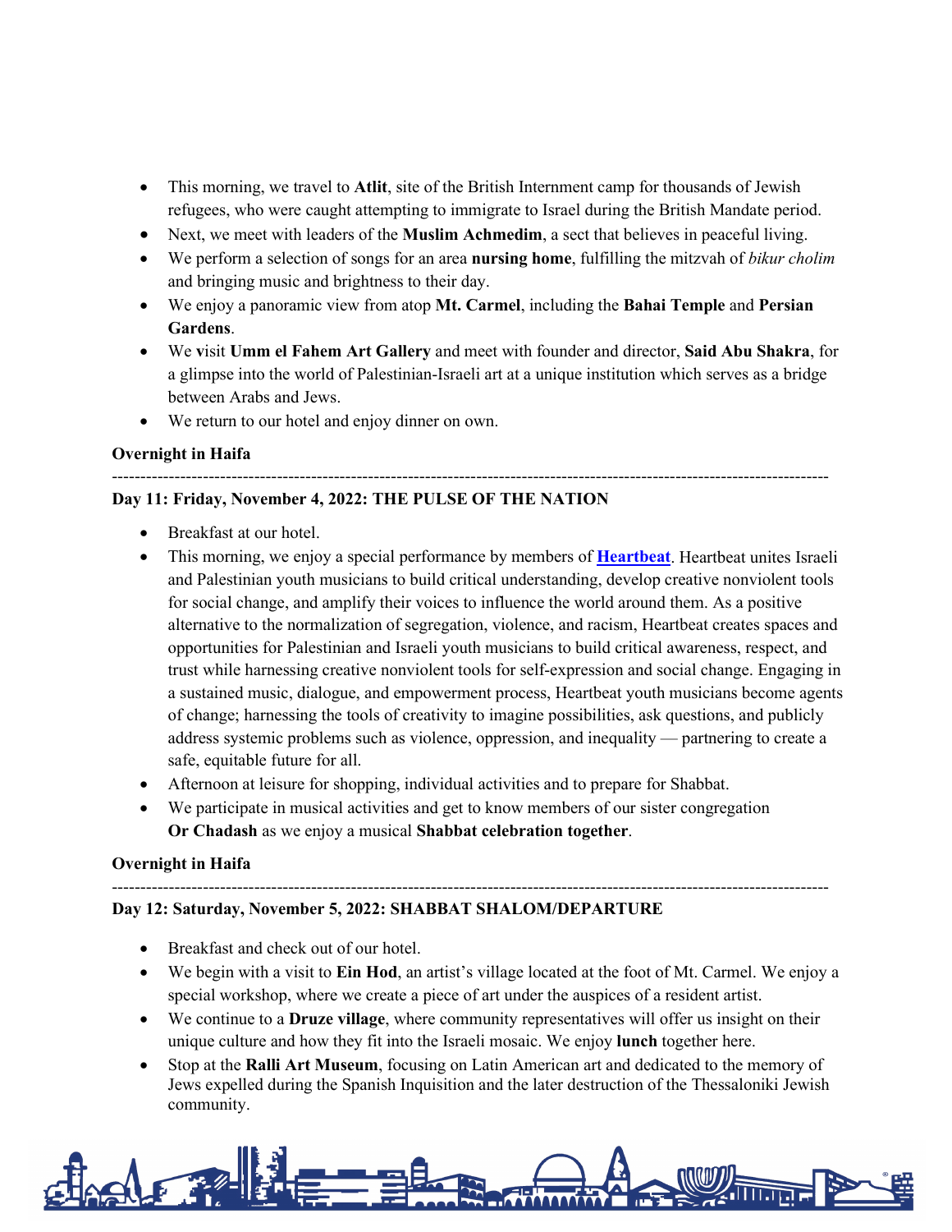- This morning, we travel to **Atlit**, site of the British Internment camp for thousands of Jewish refugees, who were caught attempting to immigrate to Israel during the British Mandate period.
- Next, we meet with leaders of the **Muslim Achmedim**, a sect that believes in peaceful living.
- We perform a selection of songs for an area **nursing home**, fulfilling the mitzvah of *bikur cholim* and bringing music and brightness to their day.
- We enjoy a panoramic view from atop **Mt. Carmel**, including the **Bahai Temple** and **Persian Gardens**.
- We visit **Umm el Fahem Art Gallery** and meet with founder and director, **Said Abu Shakra**, for a glimpse into the world of Palestinian-Israeli art at a unique institution which serves as a bridge between Arabs and Jews.
- We return to our hotel and enjoy dinner on own.

**Overnight in Haifa**

---

**Day 11: Friday, November 4, 2022: THE PULSE OF THE NATION**

- Breakfast at our hotel.
- This morning, we enjoy a special performance by members of **Heartbeat**. Heartbeat unites Israeli and Palestinian youth musicians to build critical understanding, develop creative nonviolent tools for social change, and amplify their voices to influence the world around them. As a positive alternative to the normalization of segregation, violence, and racism, Heartbeat creates spaces and opportunities for Palestinian and Israeli youth musicians to build critical awareness, respect, and trust while harnessing creative nonviolent tools for self-expression and social change. Engaging in a sustained music, dialogue, and empowerment process, Heartbeat youth musicians become agents of change; harnessing the tools of creativity to imagine possibilities, ask questions, and publicly address systemic problems such as violence, oppression, and inequality — partnering to create a safe, equitable future for all.
- Afternoon at leisure for shopping, individual activities and to prepare for Shabbat.
- We participate in musical activities and get to know members of our sister congregation **Or Chadash** as we enjoy a musical **Shabbat celebration together**.

**Overnight in Haifa**

---

**Day 12: Saturday, November 5, 2022: SHABBAT SHALOM/DEPARTURE**

- Breakfast and check out of our hotel.
- We begin with a visit to **Ein Hod**, an artist's village located at the foot of Mt. Carmel. We enjoy a special workshop, where we create a piece of art under the auspices of a resident artist.
- We continue to a **Druze village**, where community representatives will offer us insight on their unique culture and how they fit into the Israeli mosaic. We enjoy **lunch** together here.
- Stop at the **Ralli Art Museum**, focusing on Latin American art and dedicated to the memory of Jews expelled during the Spanish Inquisition and the later destruction of the Thessaloniki Jewish community.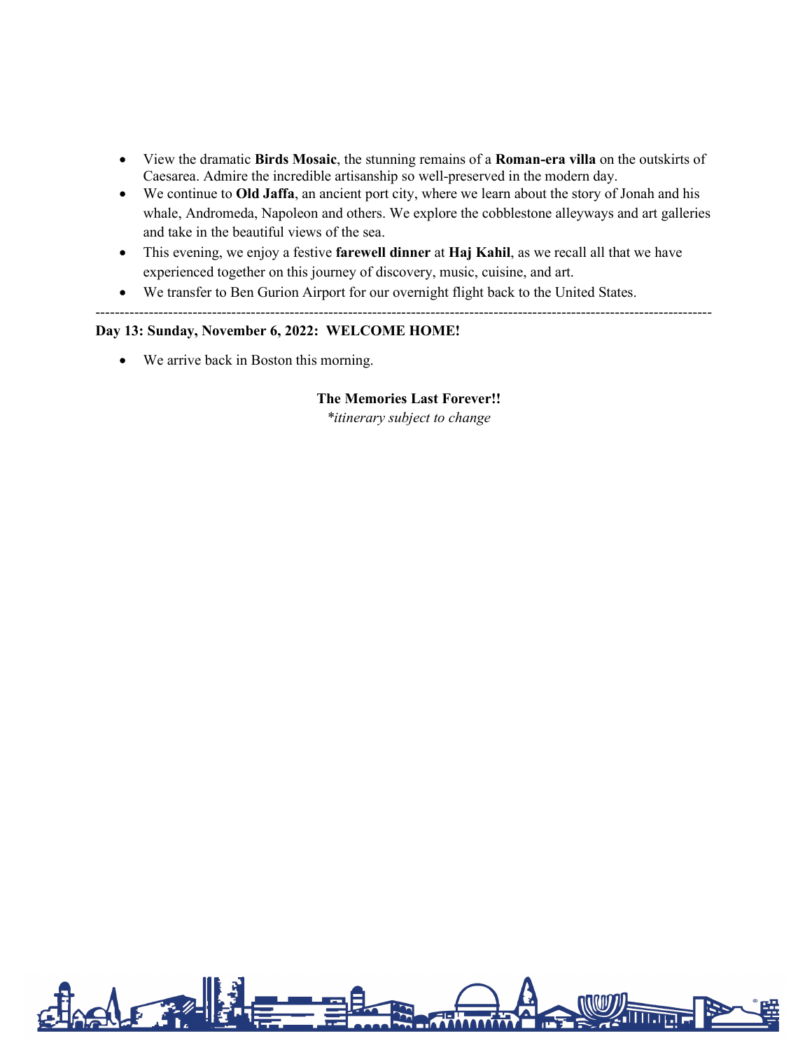- View the dramatic **Birds Mosaic**, the stunning remains of a **Roman-era villa** on the outskirts of Caesarea. Admire the incredible artisanship so well-preserved in the modern day.
- We continue to **Old Jaffa**, an ancient port city, where we learn about the story of Jonah and his whale, Andromeda, Napoleon and others. We explore the cobblestone alleyways and art galleries and take in the beautiful views of the sea.
- This evening, we enjoy a festive **farewell dinner** at **Haj Kahil**, as we recall all that we have experienced together on this journey of discovery, music, cuisine, and art.
- We transfer to Ben Gurion Airport for our overnight flight back to the United States.

---

**Day 13: Sunday, November 6, 2022: WELCOME HOME!**

- We arrive back in Boston this morning.

**The Memories Last Forever!!**

*\*itinerary subject to change*